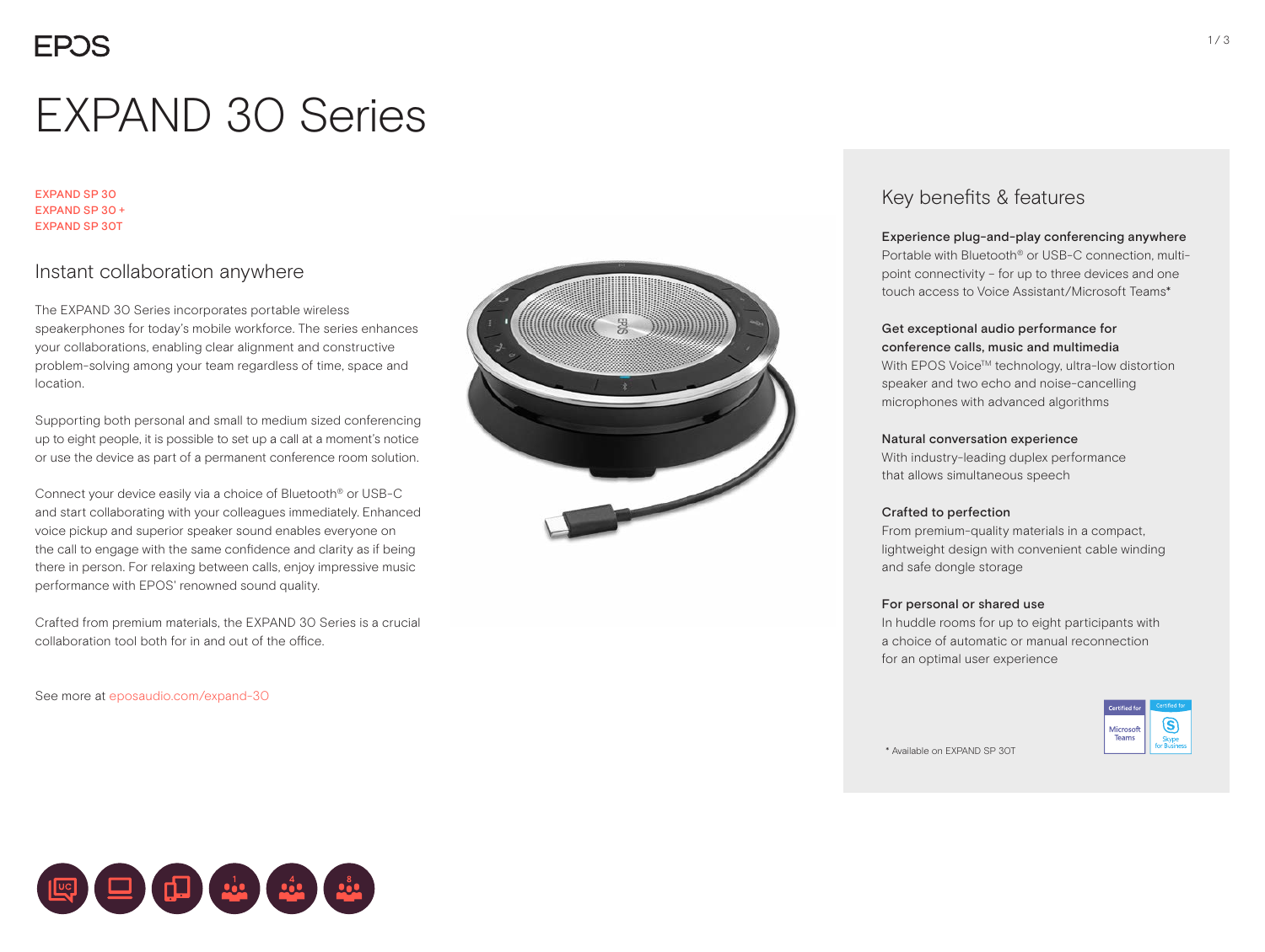# EXPAND 30 Series

EXPAND SP 30
EXPAND SP 30 +
EXPAND SP 30T

## Instant collaboration anywhere

The EXPAND 30 Series incorporates portable wireless speakerphones for today's mobile workforce. The series enhances your collaborations, enabling clear alignment and constructive problem-solving among your team regardless of time, space and location.

Supporting both personal and small to medium sized conferencing up to eight people, it is possible to set up a call at a moment's notice or use the device as part of a permanent conference room solution.

Connect your device easily via a choice of Bluetooth® or USB-C and start collaborating with your colleagues immediately. Enhanced voice pickup and superior speaker sound enables everyone on the call to engage with the same confidence and clarity as if being there in person. For relaxing between calls, enjoy impressive music performance with EPOS' renowned sound quality.

Crafted from premium materials, the EXPAND 30 Series is a crucial collaboration tool both for in and out of the office.

See more at eposaudio.com/expand-30

## Key benefits & features

**Experience plug-and-play conferencing anywhere**
Portable with Bluetooth® or USB-C connection, multi-point connectivity – for up to three devices and one touch access to Voice Assistant/Microsoft Teams*

**Get exceptional audio performance for conference calls, music and multimedia**
With EPOS Voice™ technology, ultra-low distortion speaker and two echo and noise-cancelling microphones with advanced algorithms

**Natural conversation experience**
With industry-leading duplex performance that allows simultaneous speech

**Crafted to perfection**
From premium-quality materials in a compact, lightweight design with convenient cable winding and safe dongle storage

**For personal or shared use**
In huddle rooms for up to eight participants with a choice of automatic or manual reconnection for an optimal user experience

\* Available on EXPAND SP 30T

Certified for Microsoft Teams
Certified for Skype for Business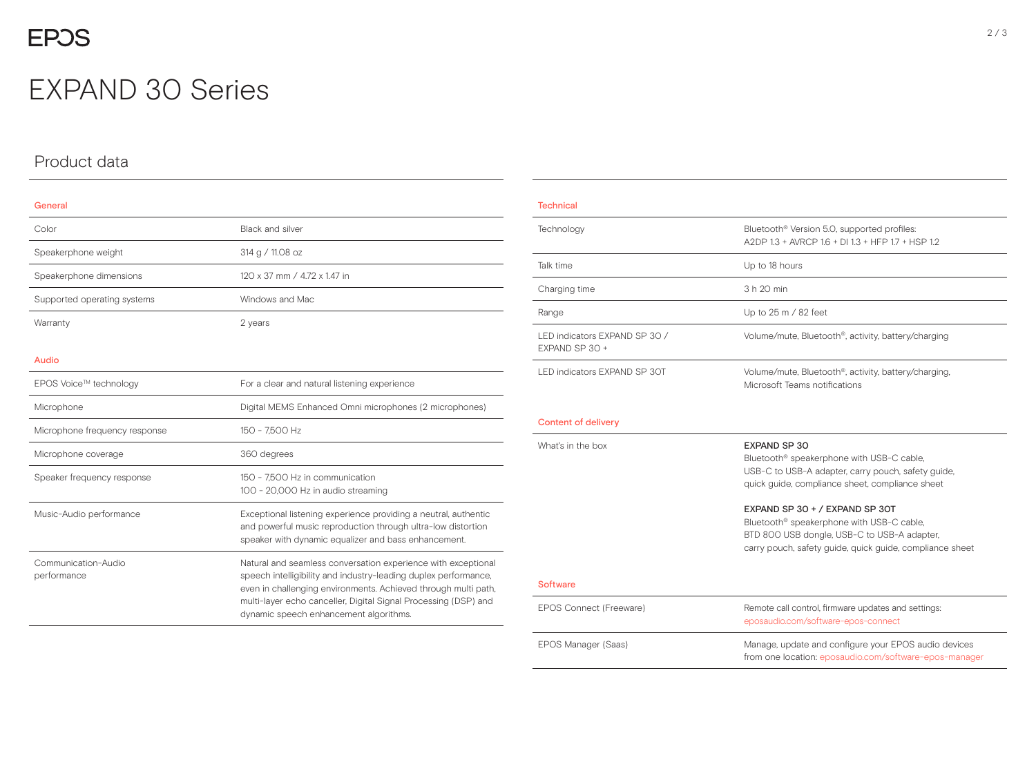# EXPAND 30 Series

## Product data

### General

| | |
|---|---|
| Color | Black and silver |
| Speakerphone weight | 314 g / 11.08 oz |
| Speakerphone dimensions | 120 x 37 mm / 4.72 x 1.47 in |
| Supported operating systems | Windows and Mac |
| Warranty | 2 years |

### Audio

| | |
|---|---|
| EPOS Voice™ technology | For a clear and natural listening experience |
| Microphone | Digital MEMS Enhanced Omni microphones (2 microphones) |
| Microphone frequency response | 150 - 7,500 Hz |
| Microphone coverage | 360 degrees |
| Speaker frequency response | 150 - 7,500 Hz in communication<br>100 - 20,000 Hz in audio streaming |
| Music-Audio performance | Exceptional listening experience providing a neutral, authentic and powerful music reproduction through ultra-low distortion speaker with dynamic equalizer and bass enhancement. |
| Communication-Audio performance | Natural and seamless conversation experience with exceptional speech intelligibility and industry-leading duplex performance, even in challenging environments. Achieved through multi path, multi-layer echo canceller, Digital Signal Processing (DSP) and dynamic speech enhancement algorithms. |

### Technical

| | |
|---|---|
| Technology | Bluetooth® Version 5.0, supported profiles:<br>A2DP 1.3 + AVRCP 1.6 + DI 1.3 + HFP 1.7 + HSP 1.2 |
| Talk time | Up to 18 hours |
| Charging time | 3 h 20 min |
| Range | Up to 25 m / 82 feet |
| LED indicators EXPAND SP 30 / EXPAND SP 30 + | Volume/mute, Bluetooth®, activity, battery/charging |
| LED indicators EXPAND SP 30T | Volume/mute, Bluetooth®, activity, battery/charging, Microsoft Teams notifications |

### Content of delivery

| | |
|---|---|
| What's in the box | **EXPAND SP 30**<br>Bluetooth® speakerphone with USB-C cable, USB-C to USB-A adapter, carry pouch, safety guide, quick guide, compliance sheet, compliance sheet<br><br>**EXPAND SP 30 + / EXPAND SP 30T**<br>Bluetooth® speakerphone with USB-C cable, BTD 800 USB dongle, USB-C to USB-A adapter, carry pouch, safety guide, quick guide, compliance sheet |

### Software

| | |
|---|---|
| EPOS Connect (Freeware) | Remote call control, firmware updates and settings:<br>eposaudio.com/software-epos-connect |
| EPOS Manager (Saas) | Manage, update and configure your EPOS audio devices from one location: eposaudio.com/software-epos-manager |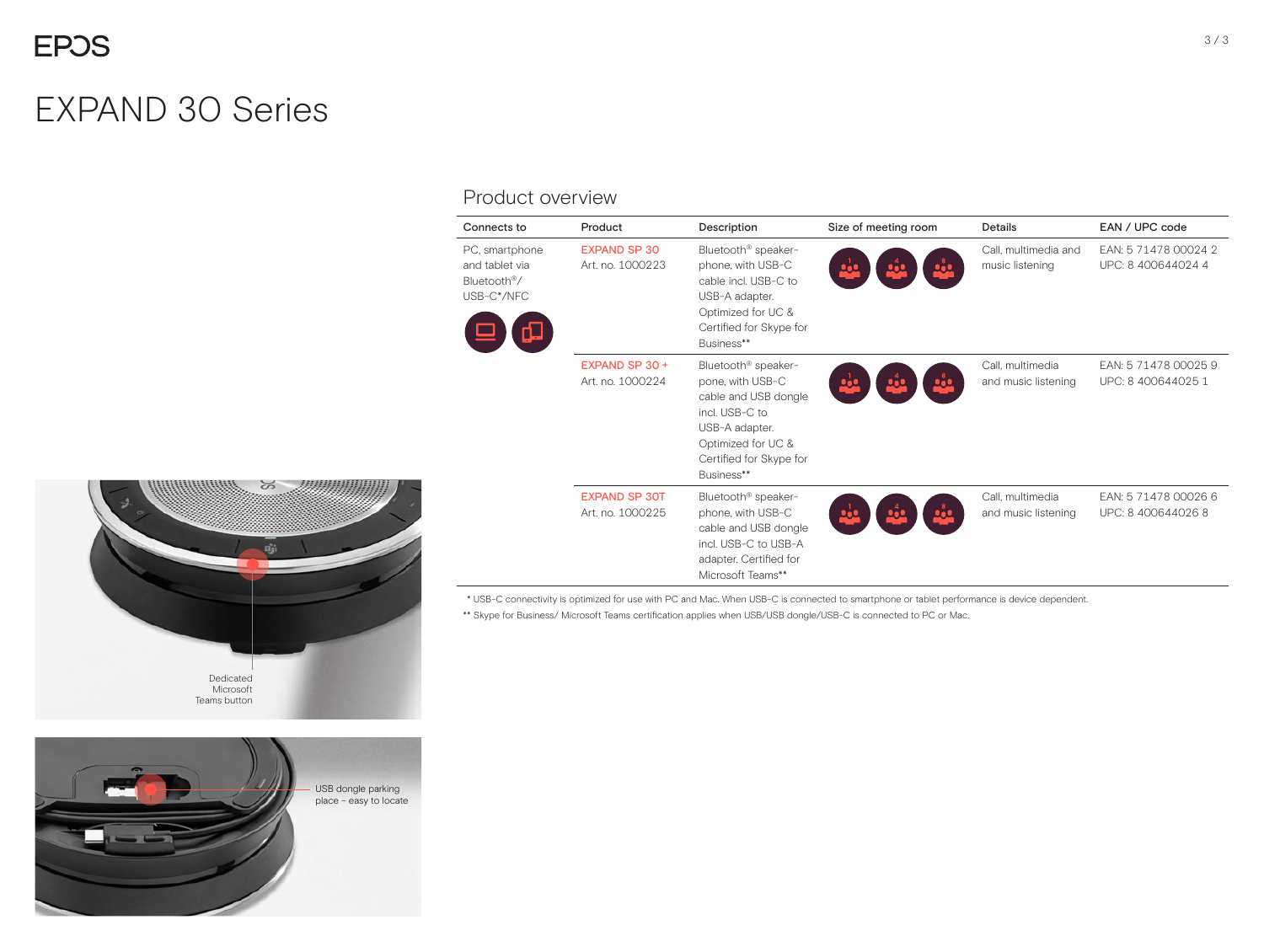# EXPAND 30 Series

## Product overview

| Connects to | Product | Description | Size of meeting room | Details | EAN / UPC code |
|---|---|---|---|---|---|
| PC, smartphone and tablet via Bluetooth®/ USB-C*/NFC | EXPAND SP 30<br>Art. no. 1000223 | Bluetooth® speaker-phone, with USB-C cable incl. USB-C to USB-A adapter. Optimized for UC & Certified for Skype for Business** | 1 4 8 | Call, multimedia and music listening | EAN: 5 71478 00024 2<br>UPC: 8 400644024 4 |
| | EXPAND SP 30 +<br>Art. no. 1000224 | Bluetooth® speaker-pone, with USB-C cable and USB dongle incl. USB-C to USB-A adapter. Optimized for UC & Certified for Skype for Business** | 1 4 8 | Call, multimedia and music listening | EAN: 5 71478 00025 9<br>UPC: 8 400644025 1 |
| | EXPAND SP 30T<br>Art. no. 1000225 | Bluetooth® speaker-phone, with USB-C cable and USB dongle incl. USB-C to USB-A adapter. Certified for Microsoft Teams** | 1 4 8 | Call, multimedia and music listening | EAN: 5 71478 00026 6<br>UPC: 8 400644026 8 |

* USB-C connectivity is optimized for use with PC and Mac. When USB-C is connected to smartphone or tablet performance is device dependent.

** Skype for Business/ Microsoft Teams certification applies when USB/USB dongle/USB-C is connected to PC or Mac.

Dedicated Microsoft Teams button

USB dongle parking place – easy to locate